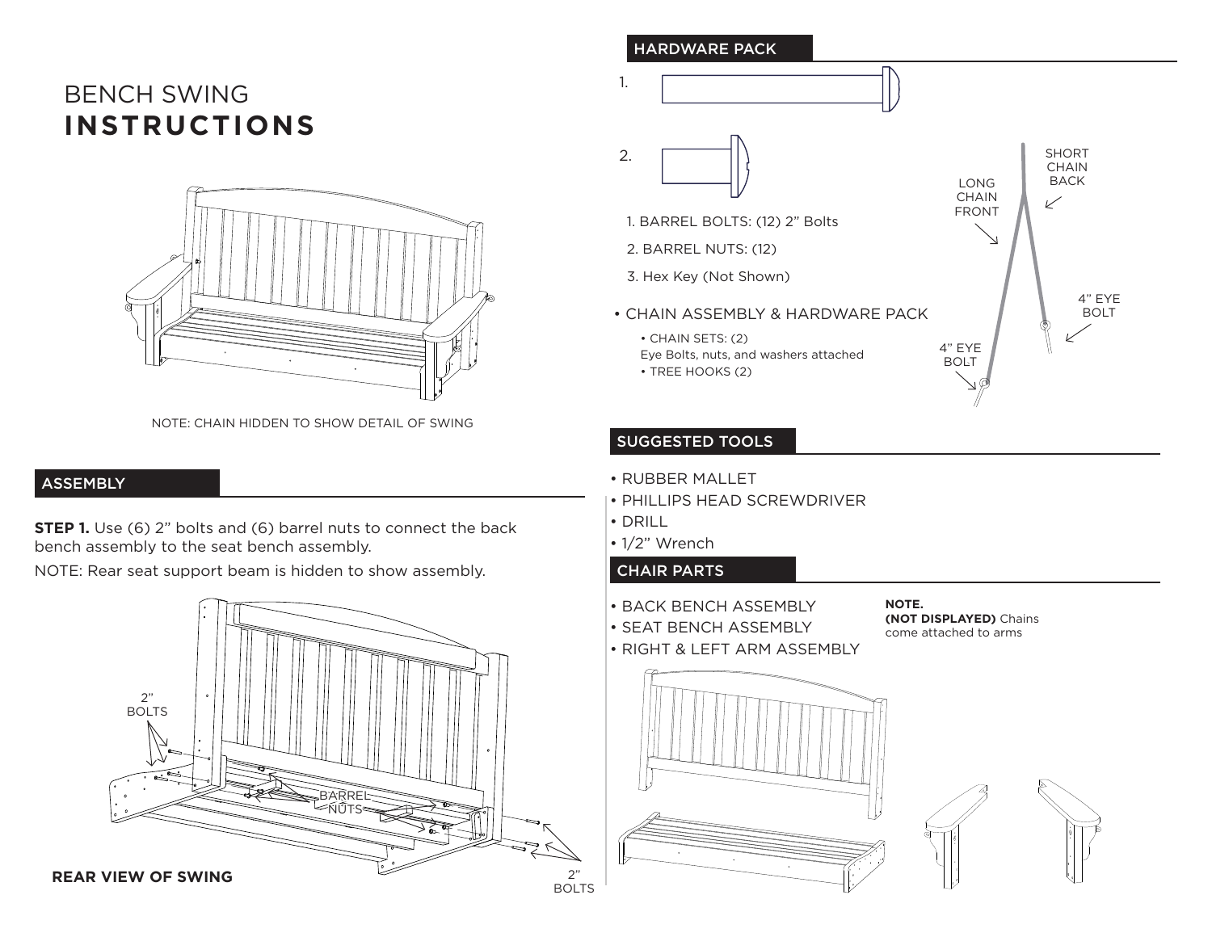# BENCH SWING **INSTRUCTIONS**

NOTE: CHAIN HIDDEN TO SHOW DETAIL OF SWING

## ASSEMBLY

**STEP 1.** Use (6) 2" bolts and (6) barrel nuts to connect the back bench assembly to the seat bench assembly.

NOTE: Rear seat support beam is hidden to show assembly.

2" BOLTS

BARREL NUTS

2" BOLTS

**REAR VIEW OF SWING**

## HARDWARE PACK

1.

2.

1. BARREL BOLTS: (12) 2" Bolts
2. BARREL NUTS: (12)
3. Hex Key (Not Shown)

- CHAIN ASSEMBLY & HARDWARE PACK
  - CHAIN SETS: (2)
    Eye Bolts, nuts, and washers attached
  - TREE HOOKS (2)

LONG CHAIN FRONT

SHORT CHAIN BACK

4" EYE BOLT

4" EYE BOLT

## SUGGESTED TOOLS

- RUBBER MALLET
- PHILLIPS HEAD SCREWDRIVER
- DRILL
- 1/2" Wrench

## CHAIR PARTS

- BACK BENCH ASSEMBLY
- SEAT BENCH ASSEMBLY
- RIGHT & LEFT ARM ASSEMBLY

**NOTE.**
**(NOT DISPLAYED)** Chains come attached to arms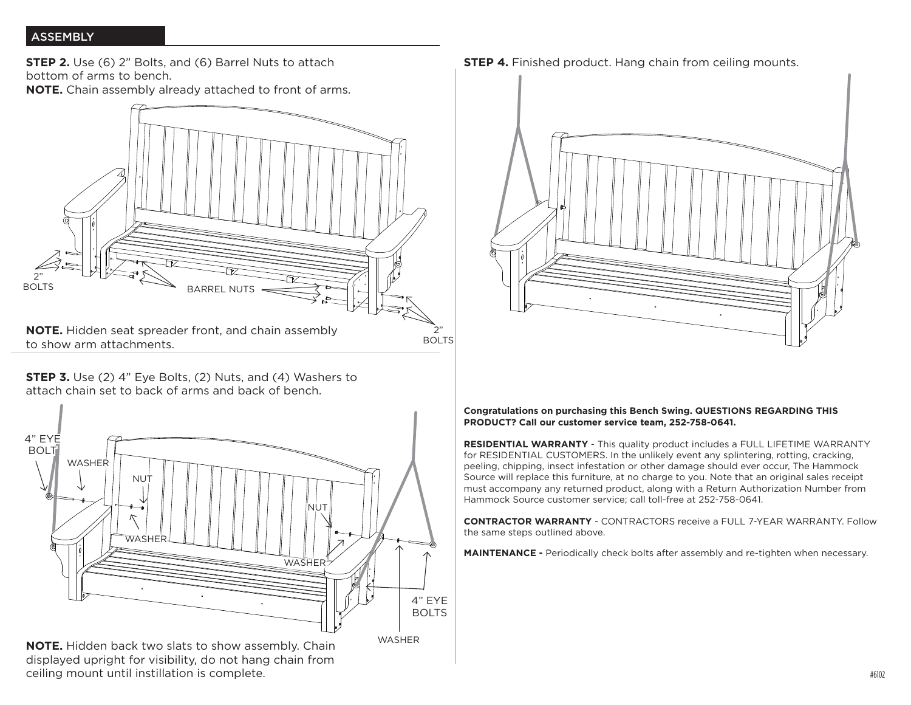## ASSEMBLY

**STEP 2.** Use (6) 2" Bolts, and (6) Barrel Nuts to attach bottom of arms to bench.
**NOTE.** Chain assembly already attached to front of arms.

2" BOLTS

BARREL NUTS

2" BOLTS

**NOTE.** Hidden seat spreader front, and chain assembly to show arm attachments.

**STEP 3.** Use (2) 4" Eye Bolts, (2) Nuts, and (4) Washers to attach chain set to back of arms and back of bench.

4" EYE BOLT

WASHER

NUT

WASHER

NUT

WASHER

4" EYE BOLTS

WASHER

**NOTE.** Hidden back two slats to show assembly. Chain displayed upright for visibility, do not hang chain from ceiling mount until instillation is complete.

**STEP 4.** Finished product. Hang chain from ceiling mounts.

**Congratulations on purchasing this Bench Swing. QUESTIONS REGARDING THIS PRODUCT? Call our customer service team, 252-758-0641.**

**RESIDENTIAL WARRANTY** - This quality product includes a FULL LIFETIME WARRANTY for RESIDENTIAL CUSTOMERS. In the unlikely event any splintering, rotting, cracking, peeling, chipping, insect infestation or other damage should ever occur, The Hammock Source will replace this furniture, at no charge to you. Note that an original sales receipt must accompany any returned product, along with a Return Authorization Number from Hammock Source customer service; call toll-free at 252-758-0641.

**CONTRACTOR WARRANTY** - CONTRACTORS receive a FULL 7-YEAR WARRANTY. Follow the same steps outlined above.

**MAINTENANCE -** Periodically check bolts after assembly and re-tighten when necessary.

#6102